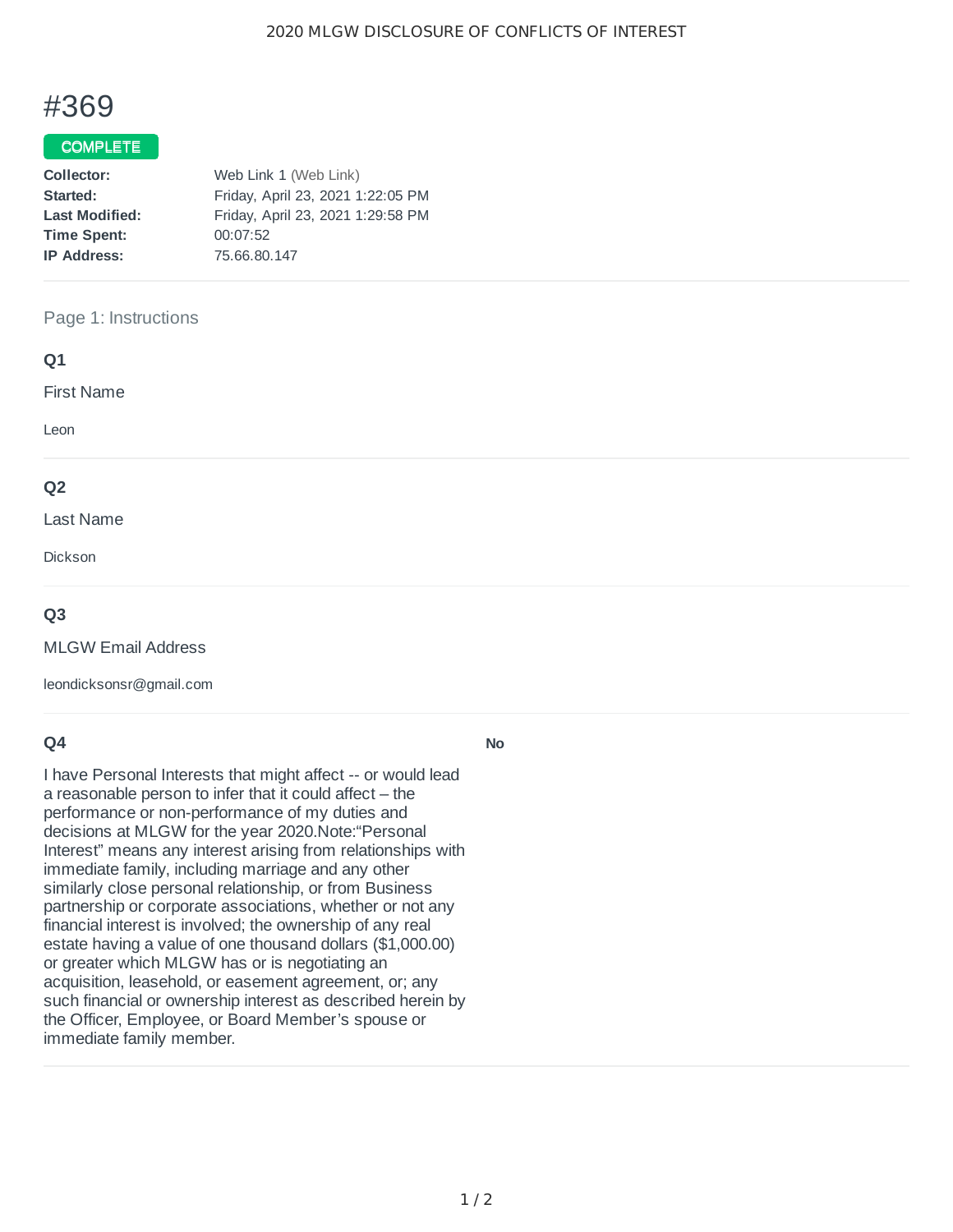# #369

**COMPLETE**

**Collector:** Web Link 1 (Web Link)
**Started:** Friday, April 23, 2021 1:22:05 PM
**Last Modified:** Friday, April 23, 2021 1:29:58 PM
**Time Spent:** 00:07:52
**IP Address:** 75.66.80.147

## Page 1: Instructions

### Q1

First Name

Leon

### Q2

Last Name

Dickson

### Q3

MLGW Email Address

leondicksonsr@gmail.com

### Q4

I have Personal Interests that might affect -- or would lead a reasonable person to infer that it could affect – the performance or non-performance of my duties and decisions at MLGW for the year 2020.Note:“Personal Interest” means any interest arising from relationships with immediate family, including marriage and any other similarly close personal relationship, or from Business partnership or corporate associations, whether or not any financial interest is involved; the ownership of any real estate having a value of one thousand dollars ($1,000.00) or greater which MLGW has or is negotiating an acquisition, leasehold, or easement agreement, or; any such financial or ownership interest as described herein by the Officer, Employee, or Board Member’s spouse or immediate family member.

**No**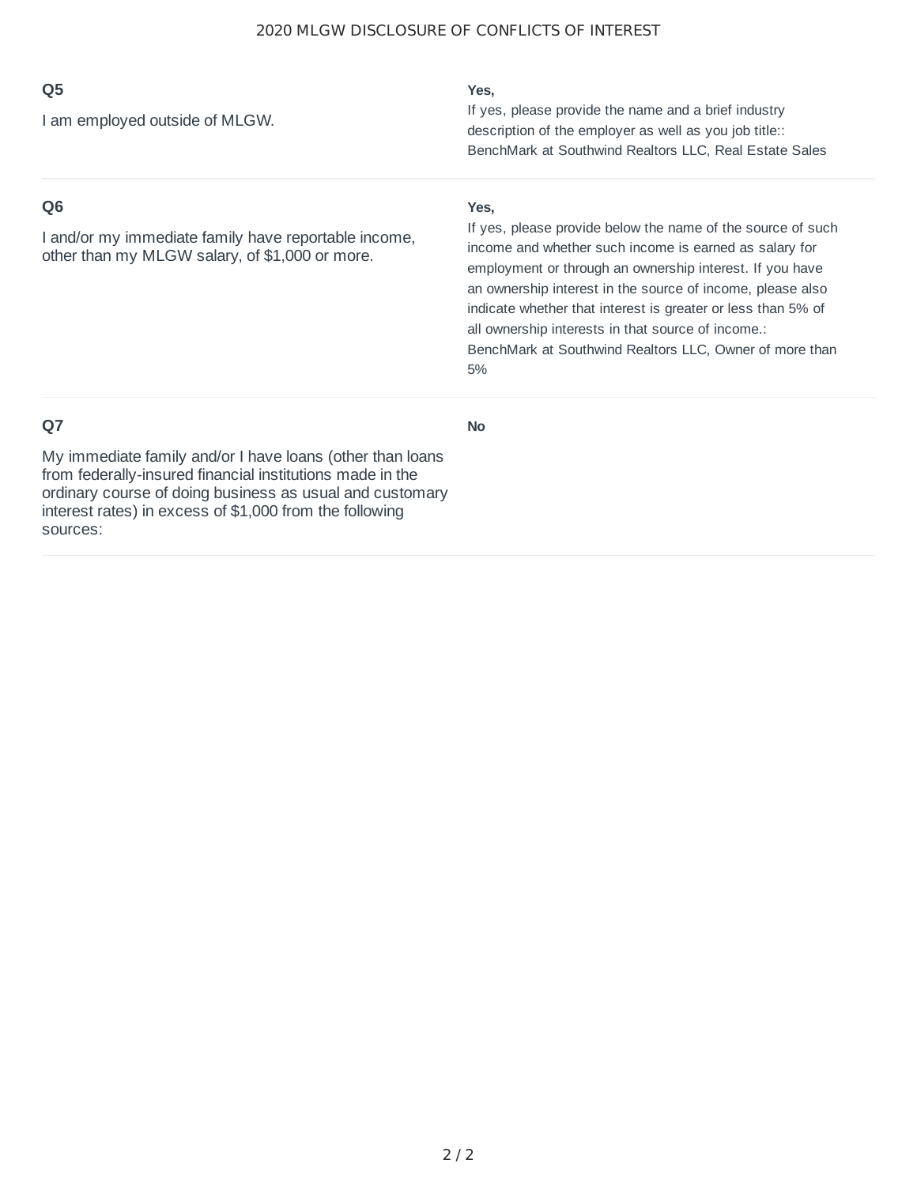## Q5

I am employed outside of MLGW.

**Yes,**

If yes, please provide the name and a brief industry description of the employer as well as you job title:: BenchMark at Southwind Realtors LLC, Real Estate Sales

## Q6

I and/or my immediate family have reportable income, other than my MLGW salary, of $1,000 or more.

**Yes,**

If yes, please provide below the name of the source of such income and whether such income is earned as salary for employment or through an ownership interest. If you have an ownership interest in the source of income, please also indicate whether that interest is greater or less than 5% of all ownership interests in that source of income.: BenchMark at Southwind Realtors LLC, Owner of more than 5%

## Q7

My immediate family and/or I have loans (other than loans from federally-insured financial institutions made in the ordinary course of doing business as usual and customary interest rates) in excess of $1,000 from the following sources:

**No**